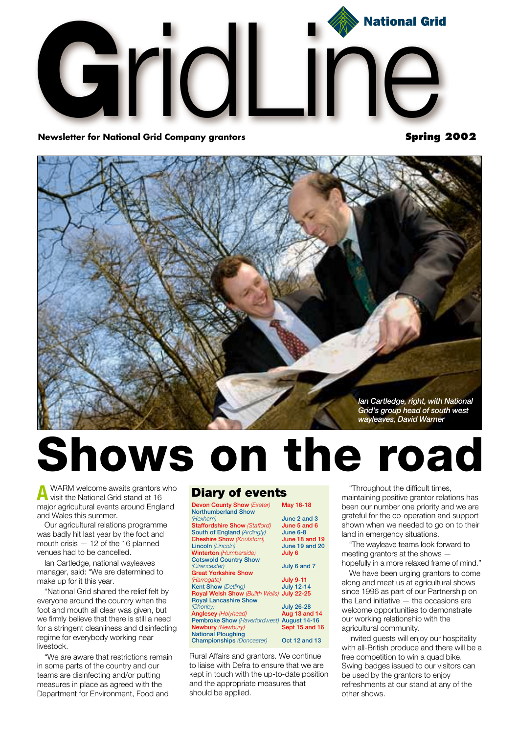# GridLine

**National Grid**

**Newsletter for National Grid Company grantors** | **Spring 2002**

*Ian Cartledge, right, with National Grid's group head of south west wayleaves, David Warner*

# Shows on the road

A WARM welcome awaits grantors who visit the National Grid stand at 16 major agricultural events around England and Wales this summer.

Our agricultural relations programme was badly hit last year by the foot and mouth crisis — 12 of the 16 planned venues had to be cancelled.

Ian Cartledge, national wayleaves manager, said: "We are determined to make up for it this year.

"National Grid shared the relief felt by everyone around the country when the foot and mouth all clear was given, but we firmly believe that there is still a need for a stringent cleanliness and disinfecting regime for everybody working near livestock.

"We are aware that restrictions remain in some parts of the country and our teams are disinfecting and/or putting measures in place as agreed with the Department for Environment, Food and Rural Affairs and grantors. We continue to liaise with Defra to ensure that we are kept in touch with the up-to-date position and the appropriate measures that should be applied.

"Throughout the difficult times, maintaining positive grantor relations has been our number one priority and we are grateful for the co-operation and support shown when we needed to go on to their land in emergency situations.

"The wayleave teams look forward to meeting grantors at the shows — hopefully in a more relaxed frame of mind."

We have been urging grantors to come along and meet us at agricultural shows since 1996 as part of our Partnership on the Land initiative — the occasions are welcome opportunities to demonstrate our working relationship with the agricultural community.

Invited guests will enjoy our hospitality with all-British produce and there will be a free competition to win a quad bike. Swing badges issued to our visitors can be used by the grantors to enjoy refreshments at our stand at any of the other shows.

## Diary of events

| Event | Date |
|---|---|
| Devon County Show *(Exeter)* | May 16-18 |
| Northumberland Show *(Hexham)* | June 2 and 3 |
| Staffordshire Show *(Stafford)* | June 5 and 6 |
| South of England *(Ardingly)* | June 6-8 |
| Cheshire Show *(Knutsford)* | June 18 and 19 |
| Lincoln *(Lincoln)* | June 19 and 20 |
| Winterton *(Humberside)* | July 6 |
| Cotswold Country Show *(Cirencester)* | July 6 and 7 |
| Great Yorkshire Show *(Harrogate)* | July 9-11 |
| Kent Show *(Detling)* | July 12-14 |
| Royal Welsh Show *(Builth Wells)* | July 22-25 |
| Royal Lancashire Show *(Chorley)* | July 26-28 |
| Anglesey *(Holyhead)* | Aug 13 and 14 |
| Pembroke Show *(Haverfordwest)* | August 14-16 |
| Newbury *(Newbury)* | Sept 15 and 16 |
| National Ploughing Championships *(Doncaster)* | Oct 12 and 13 |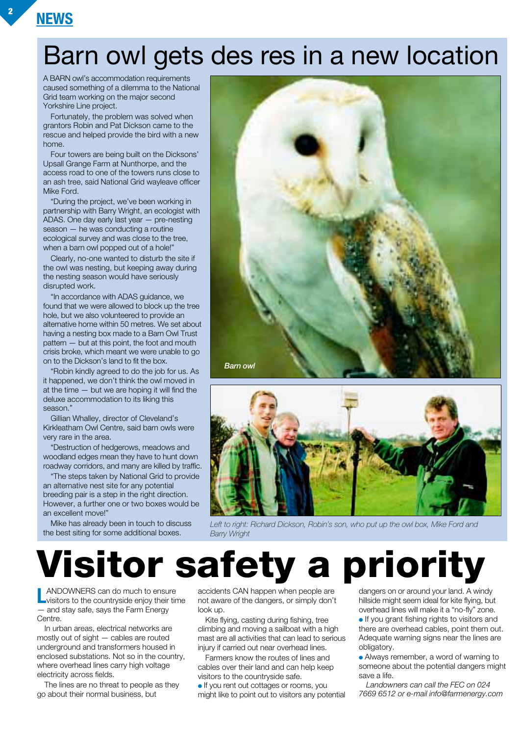NEWS

# Barn owl gets des res in a new location

A BARN owl's accommodation requirements caused something of a dilemma to the National Grid team working on the major second Yorkshire Line project.

Fortunately, the problem was solved when grantors Robin and Pat Dickson came to the rescue and helped provide the bird with a new home.

Four towers are being built on the Dicksons' Upsall Grange Farm at Nunthorpe, and the access road to one of the towers runs close to an ash tree, said National Grid wayleave officer Mike Ford.

"During the project, we've been working in partnership with Barry Wright, an ecologist with ADAS. One day early last year — pre-nesting season — he was conducting a routine ecological survey and was close to the tree, when a barn owl popped out of a hole!"

Clearly, no-one wanted to disturb the site if the owl was nesting, but keeping away during the nesting season would have seriously disrupted work.

"In accordance with ADAS guidance, we found that we were allowed to block up the tree hole, but we also volunteered to provide an alternative home within 50 metres. We set about having a nesting box made to a Barn Owl Trust pattern — but at this point, the foot and mouth crisis broke, which meant we were unable to go on to the Dickson's land to fit the box.

"Robin kindly agreed to do the job for us. As it happened, we don't think the owl moved in at the time — but we are hoping it will find the deluxe accommodation to its liking this season."

Gillian Whalley, director of Cleveland's Kirkleatham Owl Centre, said barn owls were very rare in the area.

"Destruction of hedgerows, meadows and woodland edges mean they have to hunt down roadway corridors, and many are killed by traffic.

"The steps taken by National Grid to provide an alternative nest site for any potential breeding pair is a step in the right direction. However, a further one or two boxes would be an excellent move!"

Mike has already been in touch to discuss the best siting for some additional boxes.

*Barn owl*

*Left to right: Richard Dickson, Robin's son, who put up the owl box, Mike Ford and Barry Wright*

# Visitor safety a priority

LANDOWNERS can do much to ensure visitors to the countryside enjoy their time — and stay safe, says the Farm Energy Centre.

In urban areas, electrical networks are mostly out of sight — cables are routed underground and transformers housed in enclosed substations. Not so in the country, where overhead lines carry high voltage electricity across fields.

The lines are no threat to people as they go about their normal business, but accidents CAN happen when people are not aware of the dangers, or simply don't look up.

Kite flying, casting during fishing, tree climbing and moving a sailboat with a high mast are all activities that can lead to serious injury if carried out near overhead lines.

Farmers know the routes of lines and cables over their land and can help keep visitors to the countryside safe.

- If you rent out cottages or rooms, you might like to point out to visitors any potential dangers on or around your land. A windy hillside might seem ideal for kite flying, but overhead lines will make it a "no-fly" zone.
- If you grant fishing rights to visitors and there are overhead cables, point them out. Adequate warning signs near the lines are obligatory.
- Always remember, a word of warning to someone about the potential dangers might save a life.

*Landowners can call the FEC on 024 7669 6512 or e-mail info@farmenergy.com*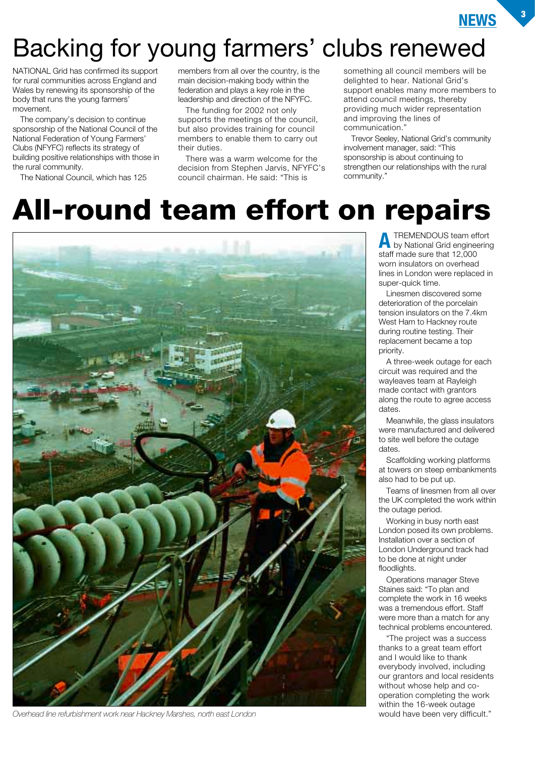# Backing for young farmers' clubs renewed

NATIONAL Grid has confirmed its support for rural communities across England and Wales by renewing its sponsorship of the body that runs the young farmers' movement.

The company's decision to continue sponsorship of the National Council of the National Federation of Young Farmers' Clubs (NFYFC) reflects its strategy of building positive relationships with those in the rural community.

The National Council, which has 125 members from all over the country, is the main decision-making body within the federation and plays a key role in the leadership and direction of the NFYFC.

The funding for 2002 not only supports the meetings of the council, but also provides training for council members to enable them to carry out their duties.

There was a warm welcome for the decision from Stephen Jarvis, NFYFC's council chairman. He said: "This is something all council members will be delighted to hear. National Grid's support enables many more members to attend council meetings, thereby providing much wider representation and improving the lines of communication."

Trevor Seeley, National Grid's community involvement manager, said: "This sponsorship is about continuing to strengthen our relationships with the rural community."

# All-round team effort on repairs

*Overhead line refurbishment work near Hackney Marshes, north east London*

A TREMENDOUS team effort by National Grid engineering staff made sure that 12,000 worn insulators on overhead lines in London were replaced in super-quick time.

Linesmen discovered some deterioration of the porcelain tension insulators on the 7.4km West Ham to Hackney route during routine testing. Their replacement became a top priority.

A three-week outage for each circuit was required and the wayleaves team at Rayleigh made contact with grantors along the route to agree access dates.

Meanwhile, the glass insulators were manufactured and delivered to site well before the outage dates.

Scaffolding working platforms at towers on steep embankments also had to be put up.

Teams of linesmen from all over the UK completed the work within the outage period.

Working in busy north east London posed its own problems. Installation over a section of London Underground track had to be done at night under floodlights.

Operations manager Steve Staines said: "To plan and complete the work in 16 weeks was a tremendous effort. Staff were more than a match for any technical problems encountered.

"The project was a success thanks to a great team effort and I would like to thank everybody involved, including our grantors and local residents without whose help and co-operation completing the work within the 16-week outage would have been very difficult."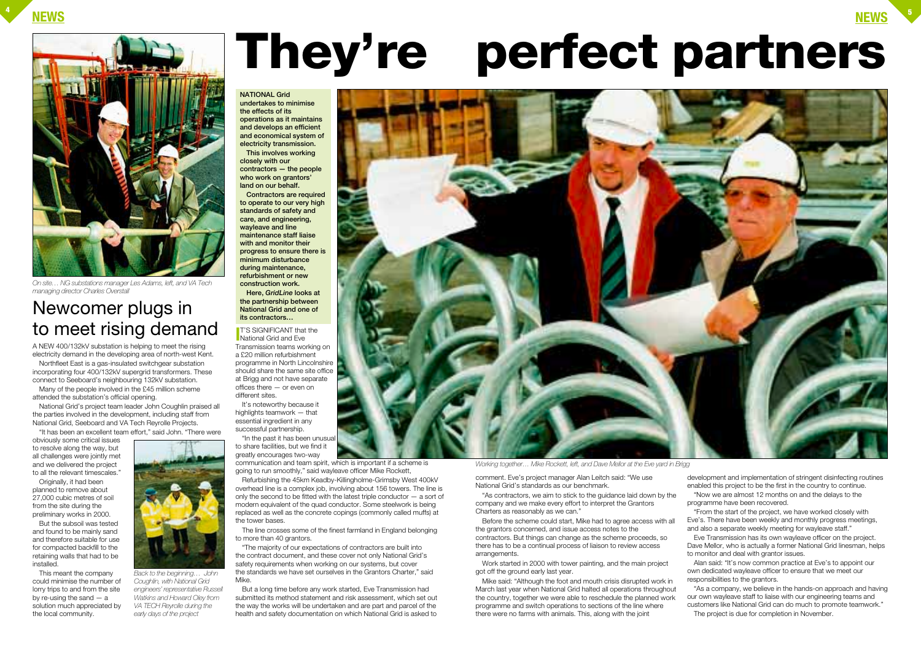# They're perfect partners

**NATIONAL Grid undertakes to minimise the effects of its operations as it maintains and develops an efficient and economical system of electricity transmission.**

**This involves working closely with our contractors — the people who work on grantors' land on our behalf.**

**Contractors are required to operate to our very high standards of safety and care, and engineering, wayleave and line maintenance staff liaise with and monitor their progress to ensure there is minimum disturbance during maintenance, refurbishment or new construction work.**

**Here, *GridLine* looks at the partnership between National Grid and one of its contractors…**

IT'S SIGNIFICANT that the National Grid and Eve Transmission teams working on a £20 million refurbishment programme in North Lincolnshire should share the same site office at Brigg and not have separate offices there — or even on different sites.

It's noteworthy because it highlights teamwork — that essential ingredient in any successful partnership.

"In the past it has been unusual to share facilities, but we find it greatly encourages two-way communication and team spirit, which is important if a scheme is going to run smoothly," said wayleave officer Mike Rockett,

Refurbishing the 45km Keadby-Killingholme-Grimsby West 400kV overhead line is a complex job, involving about 156 towers. The line is only the second to be fitted with the latest triple conductor — a sort of modern equivalent of the quad conductor. Some steelwork is being replaced as well as the concrete copings (commonly called muffs) at the tower bases.

The line crosses some of the finest farmland in England belonging to more than 40 grantors.

"The majority of our expectations of contractors are built into the contract document, and these cover not only National Grid's safety requirements when working on our systems, but cover the standards we have set ourselves in the Grantors Charter," said Mike.

But a long time before any work started, Eve Transmission had submitted its method statement and risk assessment, which set out the way the works will be undertaken and are part and parcel of the health and safety documentation on which National Grid is asked to comment. Eve's project manager Alan Leitch said: "We use National Grid's standards as our benchmark.

"As contractors, we aim to stick to the guidance laid down by the company and we make every effort to interpret the Grantors Charters as reasonably as we can."

Before the scheme could start, Mike had to agree access with all the grantors concerned, and issue access notes to the contractors. But things can change as the scheme proceeds, so there has to be a continual process of liaison to review access arrangements.

Work started in 2000 with tower painting, and the main project got off the ground early last year.

Mike said: "Although the foot and mouth crisis disrupted work in March last year when National Grid halted all operations throughout the country, together we were able to reschedule the planned work programme and switch operations to sections of the line where there were no farms with animals. This, along with the joint development and implementation of stringent disinfecting routines enabled this project to be the first in the country to continue.

"Now we are almost 12 months on and the delays to the programme have been recovered.

"From the start of the project, we have worked closely with Eve's. There have been weekly and monthly progress meetings, and also a separate weekly meeting for wayleave staff."

Eve Transmission has its own wayleave officer on the project. Dave Mellor, who is actually a former National Grid linesman, helps to monitor and deal with grantor issues.

Alan said: "It's now common practice at Eve's to appoint our own dedicated wayleave officer to ensure that we meet our responsibilities to the grantors.

"As a company, we believe in the hands-on approach and having our own wayleave staff to liaise with our engineering teams and customers like National Grid can do much to promote teamwork."

The project is due for completion in November.

*Working together… Mike Rockett, left, and Dave Mellor at the Eve yard in Brigg*

## Newcomer plugs in to meet rising demand

*On site… NG substations manager Les Adams, left, and VA Tech managing director Charles Overstall*

A NEW 400/132kV substation is helping to meet the rising electricity demand in the developing area of north-west Kent.

Northfleet East is a gas-insulated switchgear substation incorporating four 400/132kV supergrid transformers. These connect to Seeboard's neighbouring 132kV substation.

Many of the people involved in the £45 million scheme attended the substation's official opening.

National Grid's project team leader John Coughlin praised all the parties involved in the development, including staff from National Grid, Seeboard and VA Tech Reyrolle Projects.

"It has been an excellent team effort," said John. "There were obviously some critical issues to resolve along the way, but all challenges were jointly met and we delivered the project to all the relevant timescales."

Originally, it had been planned to remove about 27,000 cubic metres of soil from the site during the preliminary works in 2000.

But the subsoil was tested and found to be mainly sand and therefore suitable for use for compacted backfill to the retaining walls that had to be installed.

This meant the company could minimise the number of lorry trips to and from the site by re-using the sand — a solution much appreciated by the local community.

*Back to the beginning… John Coughlin, with National Grid engineers' representative Russell Watkins and Howard Oley from VA TECH Reyrolle during the early days of the project*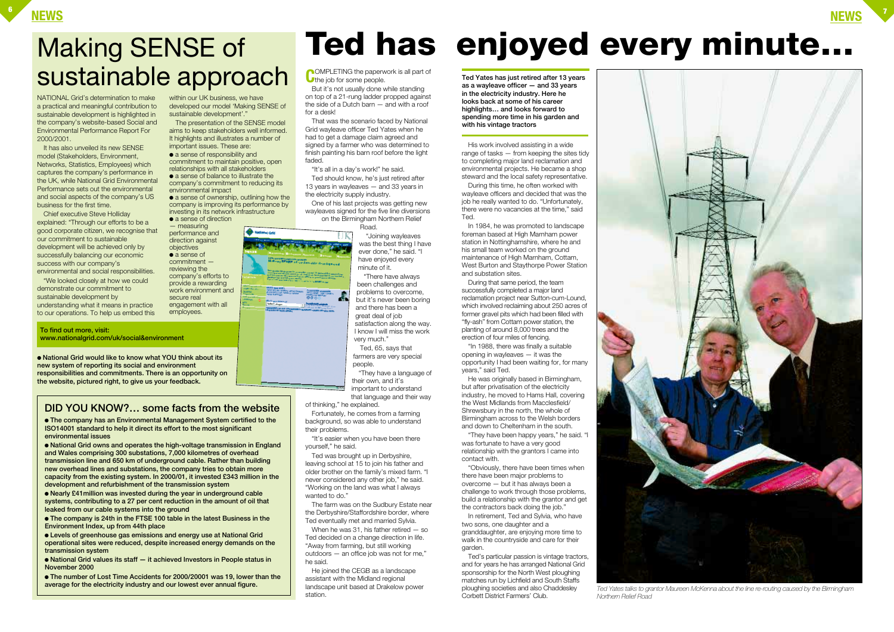# Making SENSE of sustainable approach

NATIONAL Grid's determination to make a practical and meaningful contribution to sustainable development is highlighted in the company's website-based Social and Environmental Performance Report For 2000/2001.

It has also unveiled its new SENSE model (Stakeholders, Environment, Networks, Statistics, Employees) which captures the company's performance in the UK, while National Grid Environmental Performance sets out the environmental and social aspects of the company's US business for the first time.

Chief executive Steve Holliday explained: "Through our efforts to be a good corporate citizen, we recognise that our commitment to sustainable development will be achieved only by successfully balancing our economic success with our company's environmental and social responsibilities.

"We looked closely at how we could demonstrate our commitment to sustainable development by understanding what it means in practice to our operations. To help us embed this within our UK business, we have developed our model 'Making SENSE of sustainable development'."

The presentation of the SENSE model aims to keep stakeholders well informed. It highlights and illustrates a number of important issues. These are:

- a sense of responsibility and commitment to maintain positive, open relationships with all stakeholders
- a sense of balance to illustrate the company's commitment to reducing its environmental impact
- a sense of ownership, outlining how the company is improving its performance by investing in its network infrastructure
- a sense of direction — measuring performance and direction against objectives
- a sense of commitment — reviewing the company's efforts to provide a rewarding work environment and secure real engagement with all employees.

**To find out more, visit: www.nationalgrid.com/uk/social&environment**

**● National Grid would like to know what YOU think about its new system of reporting its social and environment responsibilities and commitments. There is an opportunity on the website, pictured right, to give us your feedback.**

## DID YOU KNOW?... some facts from the website

- **The company has an Environmental Management System certified to the ISO14001 standard to help it direct its effort to the most significant environmental issues**
- **National Grid owns and operates the high-voltage transmission in England and Wales comprising 300 substations, 7,000 kilometres of overhead transmission line and 650 km of underground cable. Rather than building new overhead lines and substations, the company tries to obtain more capacity from the existing system. In 2000/01, it invested £343 million in the development and refurbishment of the transmission system**
- **Nearly £41million was invested during the year in underground cable systems, contributing to a 27 per cent reduction in the amount of oil that leaked from our cable systems into the ground**
- **The company is 24th in the FTSE 100 table in the latest Business in the Environment Index, up from 44th place**
- **Levels of greenhouse gas emissions and energy use at National Grid operational sites were reduced, despite increased energy demands on the transmission system**
- **National Grid values its staff — it achieved Investors in People status in November 2000**
- **The number of Lost Time Accidents for 2000/20001 was 19, lower than the average for the electricity industry and our lowest ever annual figure.**

# Ted has enjoyed every minute...

**Ted Yates has just retired after 13 years as a wayleave officer — and 33 years in the electricity industry. Here he looks back at some of his career highlights... and looks forward to spending more time in his garden and with his vintage tractors**

COMPLETING the paperwork is all part of the job for some people.

But it's not usually done while standing on top of a 21-rung ladder propped against the side of a Dutch barn — and with a roof for a desk!

That was the scenario faced by National Grid wayleave officer Ted Yates when he had to get a damage claim agreed and signed by a farmer who was determined to finish painting his barn roof before the light faded.

"It's all in a day's work!" he said.

Ted should know, he's just retired after 13 years in wayleaves — and 33 years in the electricity supply industry.

One of his last projects was getting new wayleaves signed for the five line diversions on the Birmingham Northern Relief Road.

"Joining wayleaves was the best thing I have ever done," he said. "I have enjoyed every minute of it.

"There have always been challenges and problems to overcome, but it's never been boring and there has been a great deal of job satisfaction along the way. I know I will miss the work very much."

Ted, 65, says that farmers are very special people.

"They have a language of their own, and it's important to understand that language and their way of thinking," he explained.

Fortunately, he comes from a farming background, so was able to understand their problems.

"It's easier when you have been there yourself," he said.

Ted was brought up in Derbyshire, leaving school at 15 to join his father and older brother on the family's mixed farm. "I never considered any other job," he said. "Working on the land was what I always wanted to do."

The farm was on the Sudbury Estate near the Derbyshire/Staffordshire border, where Ted eventually met and married Sylvia.

When he was 31, his father retired — so Ted decided on a change direction in life. "Away from farming, but still working outdoors — an office job was not for me," he said.

He joined the CEGB as a landscape assistant with the Midland regional landscape unit based at Drakelow power station.

His work involved assisting in a wide range of tasks — from keeping the sites tidy to completing major land reclamation and environmental projects. He became a shop steward and the local safety representative.

During this time, he often worked with wayleave officers and decided that was the job he really wanted to do. "Unfortunately, there were no vacancies at the time," said Ted.

In 1984, he was promoted to landscape foreman based at High Marnham power station in Nottinghamshire, where he and his small team worked on the ground maintenance of High Marnham, Cottam, West Burton and Staythorpe Power Station and substation sites.

During that same period, the team successfully completed a major land reclamation project near Sutton-cum-Lound, which involved reclaiming about 250 acres of former gravel pits which had been filled with "fly-ash" from Cottam power station, the planting of around 8,000 trees and the erection of four miles of fencing.

"In 1988, there was finally a suitable opening in wayleaves — it was the opportunity I had been waiting for, for many years," said Ted.

He was originally based in Birmingham, but after privatisation of the electricity industry, he moved to Hams Hall, covering the West Midlands from Macclesfield/Shrewsbury in the north, the whole of Birmingham across to the Welsh borders and down to Cheltenham in the south.

"They have been happy years," he said. "I was fortunate to have a very good relationship with the grantors I came into contact with.

"Obviously, there have been times when there have been major problems to overcome — but it has always been a challenge to work through those problems, build a relationship with the grantor and get the contractors back doing the job."

In retirement, Ted and Sylvia, who have two sons, one daughter and a granddaughter, are enjoying more time to walk in the countryside and care for their garden.

Ted's particular passion is vintage tractors, and for years he has arranged National Grid sponsorship for the North West ploughing matches run by Lichfield and South Staffs ploughing societies and also Chaddesley Corbett District Farmers' Club.

*Ted Yates talks to grantor Maureen McKenna about the line re-routing caused by the Birmingham Northern Relief Road*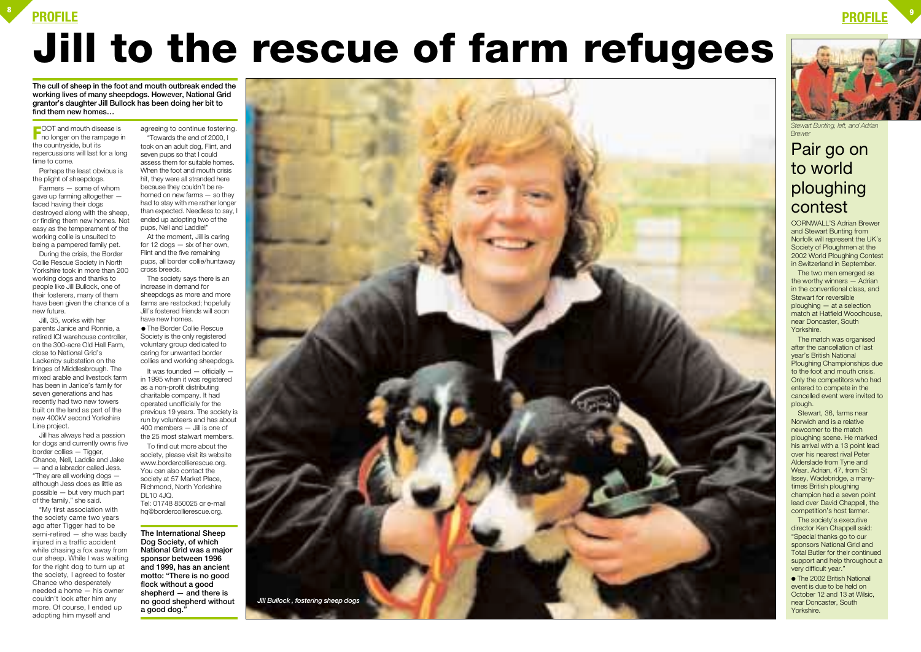# Jill to the rescue of farm refugees

**The cull of sheep in the foot and mouth outbreak ended the working lives of many sheepdogs. However, National Grid grantor's daughter Jill Bullock has been doing her bit to find them new homes…**

FOOT and mouth disease is no longer on the rampage in the countryside, but its repercussions will last for a long time to come.

Perhaps the least obvious is the plight of sheepdogs.

Farmers — some of whom gave up farming altogether — faced having their dogs destroyed along with the sheep, or finding them new homes. Not easy as the temperament of the working collie is unsuited to being a pampered family pet.

During the crisis, the Border Collie Rescue Society in North Yorkshire took in more than 200 working dogs and thanks to people like Jill Bullock, one of their fosterers, many of them have been given the chance of a new future.

Jill, 35, works with her parents Janice and Ronnie, a retired ICI warehouse controller, on the 300-acre Old Hall Farm, close to National Grid's Lackenby substation on the fringes of Middlesbrough. The mixed arable and livestock farm has been in Janice's family for seven generations and has recently had two new towers built on the land as part of the new 400kV second Yorkshire Line project.

Jill has always had a passion for dogs and currently owns five border collies — Tigger, Chance, Nell, Laddie and Jake — and a labrador called Jess. "They are all working dogs — although Jess does as little as possible — but very much part of the family," she said.

"My first association with the society came two years ago after Tigger had to be semi-retired — she was badly injured in a traffic accident while chasing a fox away from our sheep. While I was waiting for the right dog to turn up at the society, I agreed to foster Chance who desperately needed a home — his owner couldn't look after him any more. Of course, I ended up adopting him myself and agreeing to continue fostering.

"Towards the end of 2000, I took on an adult dog, Flint, and seven pups so that I could assess them for suitable homes. When the foot and mouth crisis hit, they were all stranded here because they couldn't be re-homed on new farms — so they had to stay with me rather longer than expected. Needless to say, I ended up adopting two of the pups, Nell and Laddie!"

At the moment, Jill is caring for 12 dogs — six of her own, Flint and the five remaining pups, all border collie/huntaway cross breeds.

The society says there is an increase in demand for sheepdogs as more and more farms are restocked; hopefully Jill's fostered friends will soon have new homes.

● The Border Collie Rescue Society is the only registered voluntary group dedicated to caring for unwanted border collies and working sheepdogs.

It was founded — officially — in 1995 when it was registered as a non-profit distributing charitable company. It had operated unofficially for the previous 19 years. The society is run by volunteers and has about 400 members — Jill is one of the 25 most stalwart members.

To find out more about the society, please visit its website www.bordercollierescue.org. You can also contact the society at 57 Market Place, Richmond, North Yorkshire DL10 4JQ.
Tel: 01748 850025 or e-mail hq@bordercollierescue.org.

**The International Sheep Dog Society, of which National Grid was a major sponsor between 1996 and 1999, has an ancient motto: "There is no good flock without a good shepherd — and there is no good shepherd without a good dog."**

*Jill Bullock , fostering sheep dogs*

*Stewart Bunting, left, and Adrian Brewer*

## Pair go on to world ploughing contest

CORNWALL'S Adrian Brewer and Stewart Bunting from Norfolk will represent the UK's Society of Ploughmen at the 2002 World Ploughing Contest in Switzerland in September.

The two men emerged as the worthy winners — Adrian in the conventional class, and Stewart for reversible ploughing — at a selection match at Hatfield Woodhouse, near Doncaster, South Yorkshire.

The match was organised after the cancellation of last year's British National Ploughing Championships due to the foot and mouth crisis. Only the competitors who had entered to compete in the cancelled event were invited to plough.

Stewart, 36, farms near Norwich and is a relative newcomer to the match ploughing scene. He marked his arrival with a 13 point lead over his nearest rival Peter Alderslade from Tyne and Wear. Adrian, 47, from St Issey, Wadebridge, a many-times British ploughing champion had a seven point lead over David Chappell, the competition's host farmer.

The society's executive director Ken Chappell said: "Special thanks go to our sponsors National Grid and Total Butler for their continued support and help throughout a very difficult year."

● The 2002 British National event is due to be held on October 12 and 13 at Wilsic, near Doncaster, South Yorkshire.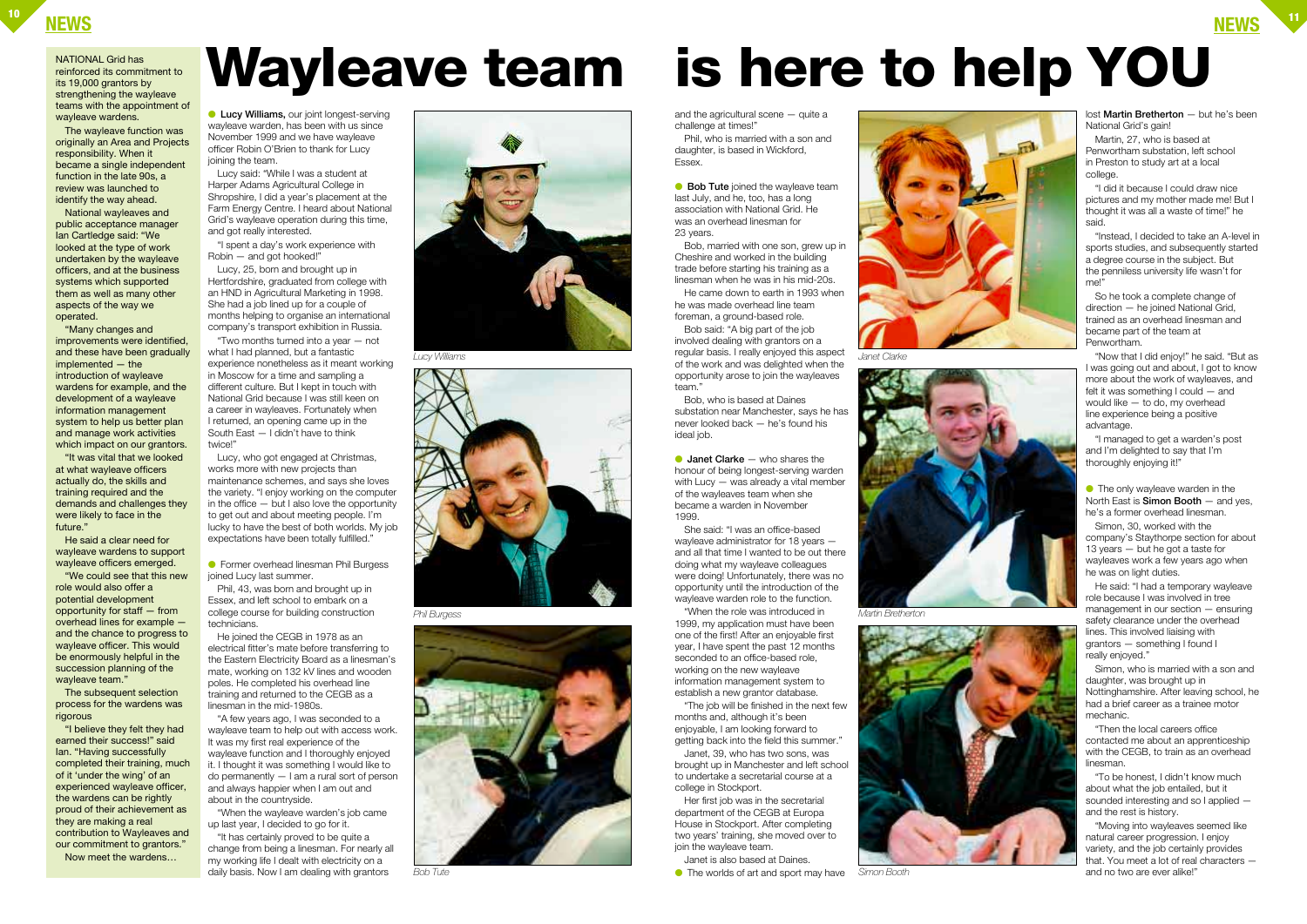# Wayleave team is here to help YOU

NATIONAL Grid has reinforced its commitment to its 19,000 grantors by strengthening the wayleave teams with the appointment of wayleave wardens.

The wayleave function was originally an Area and Projects responsibility. When it became a single independent function in the late 90s, a review was launched to identify the way ahead.

National wayleaves and public acceptance manager Ian Cartledge said: "We looked at the type of work undertaken by the wayleave officers, and at the business systems which supported them as well as many other aspects of the way we operated.

"Many changes and improvements were identified, and these have been gradually implemented — the introduction of wayleave wardens for example, and the development of a wayleave information management system to help us better plan and manage work activities which impact on our grantors.

"It was vital that we looked at what wayleave officers actually do, the skills and training required and the demands and challenges they were likely to face in the future."

He said a clear need for wayleave wardens to support wayleave officers emerged.

"We could see that this new role would also offer a potential development opportunity for staff — from overhead lines for example — and the chance to progress to wayleave officer. This would be enormously helpful in the succession planning of the wayleave team."

The subsequent selection process for the wardens was rigorous

"I believe they felt they had earned their success!" said Ian. "Having successfully completed their training, much of it 'under the wing' of an experienced wayleave officer, the wardens can be rightly proud of their achievement as they are making a real contribution to Wayleaves and our commitment to grantors."

Now meet the wardens…

● **Lucy Williams,** our joint longest-serving wayleave warden, has been with us since November 1999 and we have wayleave officer Robin O'Brien to thank for Lucy joining the team.

Lucy said: "While I was a student at Harper Adams Agricultural College in Shropshire, I did a year's placement at the Farm Energy Centre. I heard about National Grid's wayleave operation during this time, and got really interested.

"I spent a day's work experience with Robin — and got hooked!"

Lucy, 25, born and brought up in Hertfordshire, graduated from college with an HND in Agricultural Marketing in 1998. She had a job lined up for a couple of months helping to organise an international company's transport exhibition in Russia.

"Two months turned into a year — not what I had planned, but a fantastic experience nonetheless as it meant working in Moscow for a time and sampling a different culture. But I kept in touch with National Grid because I was still keen on a career in wayleaves. Fortunately when I returned, an opening came up in the South East — I didn't have to think twice!"

Lucy, who got engaged at Christmas, works more with new projects than maintenance schemes, and says she loves the variety. "I enjoy working on the computer in the office — but I also love the opportunity to get out and about meeting people. I'm lucky to have the best of both worlds. My job expectations have been totally fulfilled."

● Former overhead linesman Phil Burgess joined Lucy last summer.

Phil, 43, was born and brought up in Essex, and left school to embark on a college course for building construction technicians.

He joined the CEGB in 1978 as an electrical fitter's mate before transferring to the Eastern Electricity Board as a linesman's mate, working on 132 kV lines and wooden poles. He completed his overhead line training and returned to the CEGB as a linesman in the mid-1980s.

"A few years ago, I was seconded to a wayleave team to help out with access work. It was my first real experience of the wayleave function and I thoroughly enjoyed it. I thought it was something I would like to do permanently — I am a rural sort of person and always happier when I am out and about in the countryside.

"When the wayleave warden's job came up last year, I decided to go for it.

"It has certainly proved to be quite a change from being a linesman. For nearly all my working life I dealt with electricity on a daily basis. Now I am dealing with grantors and the agricultural scene — quite a challenge at times!"

Phil, who is married with a son and daughter, is based in Wickford, Essex.

*Lucy Williams*

*Phil Burgess*

*Bob Tute*

● **Bob Tute** joined the wayleave team last July, and he, too, has a long association with National Grid. He was an overhead linesman for 23 years.

Bob, married with one son, grew up in Cheshire and worked in the building trade before starting his training as a linesman when he was in his mid-20s.

He came down to earth in 1993 when he was made overhead line team foreman, a ground-based role.

Bob said: "A big part of the job involved dealing with grantors on a regular basis. I really enjoyed this aspect of the work and was delighted when the opportunity arose to join the wayleaves team."

Bob, who is based at Daines substation near Manchester, says he has never looked back — he's found his ideal job.

● **Janet Clarke** — who shares the honour of being longest-serving warden with Lucy — was already a vital member of the wayleaves team when she became a warden in November 1999.

She said: "I was an office-based wayleave administrator for 18 years — and all that time I wanted to be out there doing what my wayleave colleagues were doing! Unfortunately, there was no opportunity until the introduction of the wayleave warden role to the function.

"When the role was introduced in 1999, my application must have been one of the first! After an enjoyable first year, I have spent the past 12 months seconded to an office-based role, working on the new wayleave information management system to establish a new grantor database.

"The job will be finished in the next few months and, although it's been enjoyable, I am looking forward to getting back into the field this summer."

Janet, 39, who has two sons, was brought up in Manchester and left school to undertake a secretarial course at a college in Stockport.

Her first job was in the secretarial department of the CEGB at Europa House in Stockport. After completing two years' training, she moved over to join the wayleave team.

Janet is also based at Daines.

● The worlds of art and sport may have lost **Martin Bretherton** — but he's been National Grid's gain!

Martin, 27, who is based at Penwortham substation, left school in Preston to study art at a local college.

"I did it because I could draw nice pictures and my mother made me! But I thought it was all a waste of time!" he said.

"Instead, I decided to take an A-level in sports studies, and subsequently started a degree course in the subject. But the penniless university life wasn't for me!"

So he took a complete change of direction — he joined National Grid, trained as an overhead linesman and became part of the team at Penwortham.

"Now that I did enjoy!" he said. "But as I was going out and about, I got to know more about the work of wayleaves, and felt it was something I could — and would like — to do, my overhead line experience being a positive advantage.

"I managed to get a warden's post and I'm delighted to say that I'm thoroughly enjoying it!"

*Janet Clarke*

*Martin Bretherton*

*Simon Booth*

● The only wayleave warden in the North East is **Simon Booth** — and yes, he's a former overhead linesman.

Simon, 30, worked with the company's Staythorpe section for about 13 years — but he got a taste for wayleaves work a few years ago when he was on light duties.

He said: "I had a temporary wayleave role because I was involved in tree management in our section — ensuring safety clearance under the overhead lines. This involved liaising with grantors — something I found I really enjoyed."

Simon, who is married with a son and daughter, was brought up in Nottinghamshire. After leaving school, he had a brief career as a trainee motor mechanic.

"Then the local careers office contacted me about an apprenticeship with the CEGB, to train as an overhead linesman.

"To be honest, I didn't know much about what the job entailed, but it sounded interesting and so I applied — and the rest is history.

"Moving into wayleaves seemed like natural career progression. I enjoy variety, and the job certainly provides that. You meet a lot of real characters — and no two are ever alike!"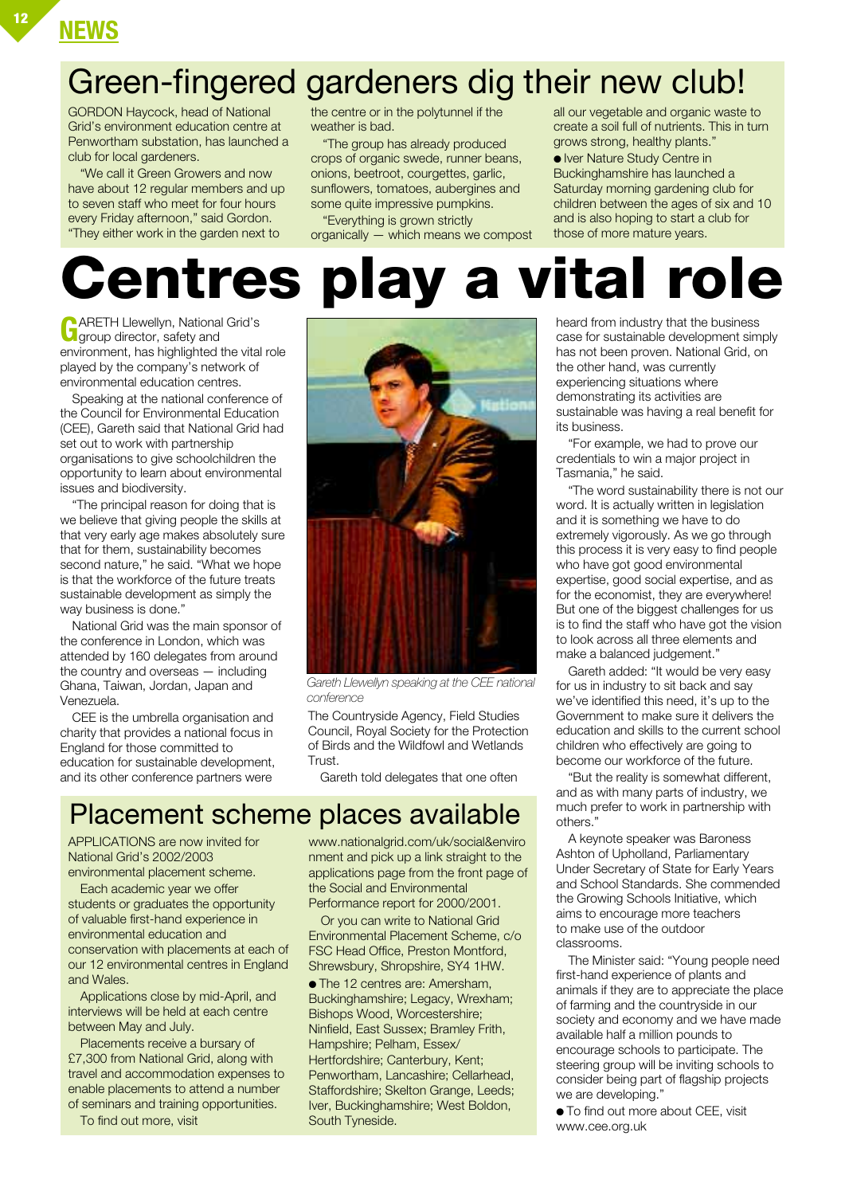## NEWS

# Green-fingered gardeners dig their new club!

GORDON Haycock, head of National Grid's environment education centre at Penwortham substation, has launched a club for local gardeners.

"We call it Green Growers and now have about 12 regular members and up to seven staff who meet for four hours every Friday afternoon," said Gordon. "They either work in the garden next to the centre or in the polytunnel if the weather is bad.

"The group has already produced crops of organic swede, runner beans, onions, beetroot, courgettes, garlic, sunflowers, tomatoes, aubergines and some quite impressive pumpkins.

"Everything is grown strictly organically — which means we compost all our vegetable and organic waste to create a soil full of nutrients. This in turn grows strong, healthy plants."

- Iver Nature Study Centre in Buckinghamshire has launched a Saturday morning gardening club for children between the ages of six and 10 and is also hoping to start a club for those of more mature years.

# Centres play a vital role

GARETH Llewellyn, National Grid's group director, safety and environment, has highlighted the vital role played by the company's network of environmental education centres.

Speaking at the national conference of the Council for Environmental Education (CEE), Gareth said that National Grid had set out to work with partnership organisations to give schoolchildren the opportunity to learn about environmental issues and biodiversity.

"The principal reason for doing that is we believe that giving people the skills at that very early age makes absolutely sure that for them, sustainability becomes second nature," he said. "What we hope is that the workforce of the future treats sustainable development as simply the way business is done."

National Grid was the main sponsor of the conference in London, which was attended by 160 delegates from around the country and overseas — including Ghana, Taiwan, Jordan, Japan and Venezuela.

CEE is the umbrella organisation and charity that provides a national focus in England for those committed to education for sustainable development, and its other conference partners were The Countryside Agency, Field Studies Council, Royal Society for the Protection of Birds and the Wildfowl and Wetlands Trust.

*Gareth Llewellyn speaking at the CEE national conference*

Gareth told delegates that one often heard from industry that the business case for sustainable development simply has not been proven. National Grid, on the other hand, was currently experiencing situations where demonstrating its activities are sustainable was having a real benefit for its business.

"For example, we had to prove our credentials to win a major project in Tasmania," he said.

"The word sustainability there is not our word. It is actually written in legislation and it is something we have to do extremely vigorously. As we go through this process it is very easy to find people who have got good environmental expertise, good social expertise, and as for the economist, they are everywhere! But one of the biggest challenges for us is to find the staff who have got the vision to look across all three elements and make a balanced judgement."

Gareth added: "It would be very easy for us in industry to sit back and say we've identified this need, it's up to the Government to make sure it delivers the education and skills to the current school children who effectively are going to become our workforce of the future.

"But the reality is somewhat different, and as with many parts of industry, we much prefer to work in partnership with others."

A keynote speaker was Baroness Ashton of Upholland, Parliamentary Under Secretary of State for Early Years and School Standards. She commended the Growing Schools Initiative, which aims to encourage more teachers to make use of the outdoor classrooms.

The Minister said: "Young people need first-hand experience of plants and animals if they are to appreciate the place of farming and the countryside in our society and economy and we have made available half a million pounds to encourage schools to participate. The steering group will be inviting schools to consider being part of flagship projects we are developing."

- To find out more about CEE, visit www.cee.org.uk

# Placement scheme places available

APPLICATIONS are now invited for National Grid's 2002/2003 environmental placement scheme.

Each academic year we offer students or graduates the opportunity of valuable first-hand experience in environmental education and conservation with placements at each of our 12 environmental centres in England and Wales.

Applications close by mid-April, and interviews will be held at each centre between May and July.

Placements receive a bursary of £7,300 from National Grid, along with travel and accommodation expenses to enable placements to attend a number of seminars and training opportunities.

To find out more, visit www.nationalgrid.com/uk/social&environment and pick up a link straight to the applications page from the front page of the Social and Environmental Performance report for 2000/2001.

Or you can write to National Grid Environmental Placement Scheme, c/o FSC Head Office, Preston Montford, Shrewsbury, Shropshire, SY4 1HW.

- The 12 centres are: Amersham, Buckinghamshire; Legacy, Wrexham; Bishops Wood, Worcestershire; Ninfield, East Sussex; Bramley Frith, Hampshire; Pelham, Essex/Hertfordshire; Canterbury, Kent; Penwortham, Lancashire; Cellarhead, Staffordshire; Skelton Grange, Leeds; Iver, Buckinghamshire; West Boldon, South Tyneside.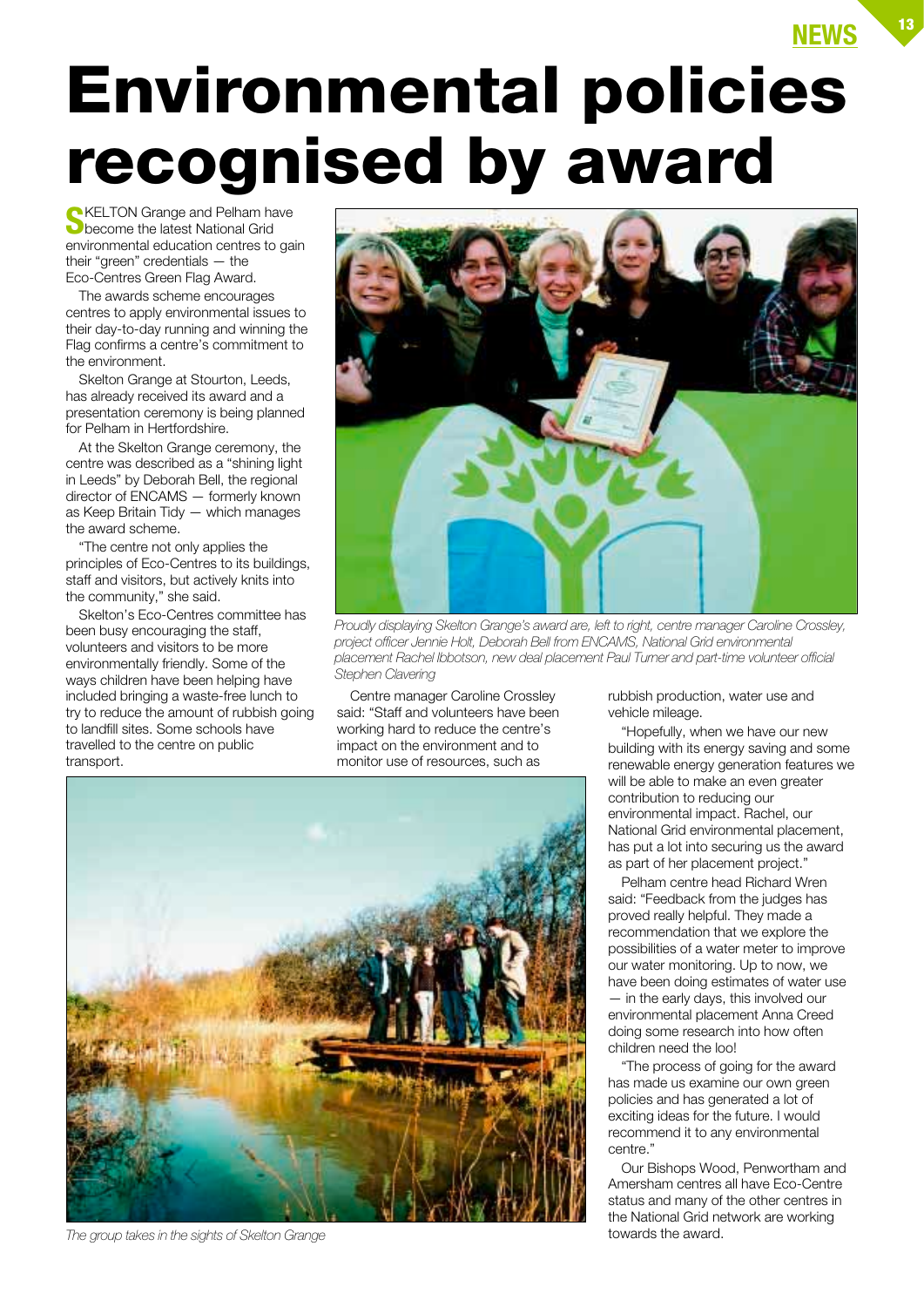# Environmental policies recognised by award

SKELTON Grange and Pelham have become the latest National Grid environmental education centres to gain their "green" credentials — the Eco-Centres Green Flag Award.

The awards scheme encourages centres to apply environmental issues to their day-to-day running and winning the Flag confirms a centre's commitment to the environment.

Skelton Grange at Stourton, Leeds, has already received its award and a presentation ceremony is being planned for Pelham in Hertfordshire.

At the Skelton Grange ceremony, the centre was described as a "shining light in Leeds" by Deborah Bell, the regional director of ENCAMS — formerly known as Keep Britain Tidy — which manages the award scheme.

"The centre not only applies the principles of Eco-Centres to its buildings, staff and visitors, but actively knits into the community," she said.

Skelton's Eco-Centres committee has been busy encouraging the staff, volunteers and visitors to be more environmentally friendly. Some of the ways children have been helping have included bringing a waste-free lunch to try to reduce the amount of rubbish going to landfill sites. Some schools have travelled to the centre on public transport.

*Proudly displaying Skelton Grange's award are, left to right, centre manager Caroline Crossley, project officer Jennie Holt, Deborah Bell from ENCAMS, National Grid environmental placement Rachel Ibbotson, new deal placement Paul Turner and part-time volunteer official Stephen Clavering*

Centre manager Caroline Crossley said: "Staff and volunteers have been working hard to reduce the centre's impact on the environment and to monitor use of resources, such as rubbish production, water use and vehicle mileage.

"Hopefully, when we have our new building with its energy saving and some renewable energy generation features we will be able to make an even greater contribution to reducing our environmental impact. Rachel, our National Grid environmental placement, has put a lot into securing us the award as part of her placement project."

Pelham centre head Richard Wren said: "Feedback from the judges has proved really helpful. They made a recommendation that we explore the possibilities of a water meter to improve our water monitoring. Up to now, we have been doing estimates of water use — in the early days, this involved our environmental placement Anna Creed doing some research into how often children need the loo!

"The process of going for the award has made us examine our own green policies and has generated a lot of exciting ideas for the future. I would recommend it to any environmental centre."

Our Bishops Wood, Penwortham and Amersham centres all have Eco-Centre status and many of the other centres in the National Grid network are working towards the award.

*The group takes in the sights of Skelton Grange*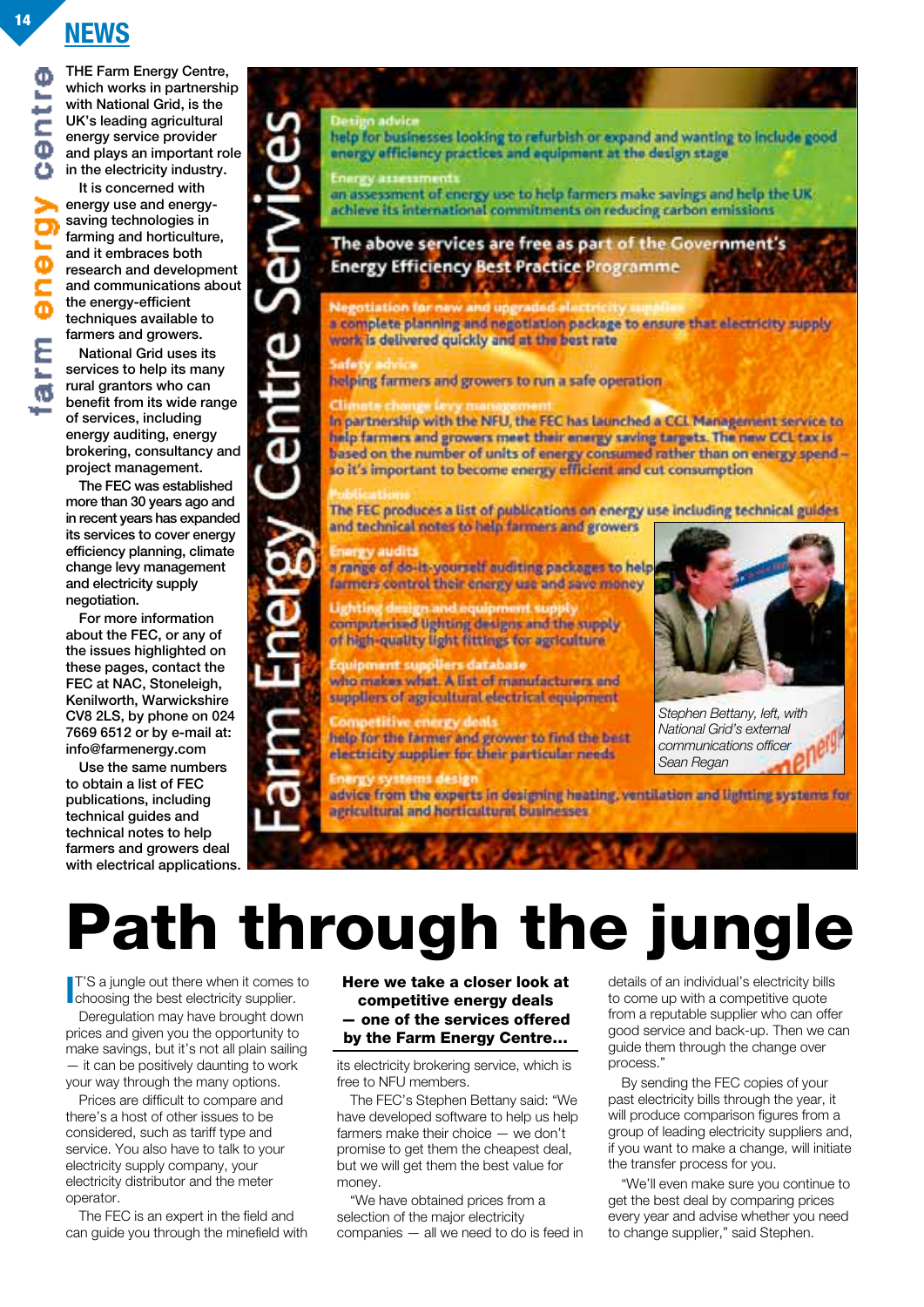NEWS

farm energy centre

THE Farm Energy Centre, which works in partnership with National Grid, is the UK's leading agricultural energy service provider and plays an important role in the electricity industry.

It is concerned with energy use and energy-saving technologies in farming and horticulture, and it embraces both research and development and communications about the energy-efficient techniques available to farmers and growers.

National Grid uses its services to help its many rural grantors who can benefit from its wide range of services, including energy auditing, energy brokering, consultancy and project management.

The FEC was established more than 30 years ago and in recent years has expanded its services to cover energy efficiency planning, climate change levy management and electricity supply negotiation.

For more information about the FEC, or any of the issues highlighted on these pages, contact the FEC at NAC, Stoneleigh, Kenilworth, Warwickshire CV8 2LS, by phone on 024 7669 6512 or by e-mail at: info@farmenergy.com

Use the same numbers to obtain a list of FEC publications, including technical guides and technical notes to help farmers and growers deal with electrical applications.

## Farm Energy Centre Services

**Design advice**
help for businesses looking to refurbish or expand and wanting to include good energy efficiency practices and equipment at the design stage

**Energy assessments**
an assessment of energy use to help farmers make savings and help the UK achieve its international commitments on reducing carbon emissions

**The above services are free as part of the Government's Energy Efficiency Best Practice Programme**

**Negotiation for new and upgraded electricity supplies**
a complete planning and negotiation package to ensure that electricity supply work is delivered quickly and at the best rate

**Safety advice**
helping farmers and growers to run a safe operation

**Climate change levy management**
In partnership with the NFU, the FEC has launched a CCL Management service to help farmers and growers meet their energy saving targets. The new CCL tax is based on the number of units of energy consumed rather than on energy spend – so it's important to become energy efficient and cut consumption

**Publications**
The FEC produces a list of publications on energy use including technical guides and technical notes to help farmers and growers

**Energy audits**
a range of do-it-yourself auditing packages to help farmers control their energy use and save money

**Lighting design and equipment supply**
computerised lighting designs and the supply of high-quality light fittings for agriculture

**Equipment suppliers database**
who makes what. A list of manufacturers and suppliers of agricultural electrical equipment

**Competitive energy deals**
help for the farmer and grower to find the best electricity supplier for their particular needs

**Energy systems design**
advice from the experts in designing heating, ventilation and lighting systems for agricultural and horticultural businesses

*Stephen Bettany, left, with National Grid's external communications officer Sean Regan*

# Path through the jungle

**Here we take a closer look at competitive energy deals — one of the services offered by the Farm Energy Centre...**

IT'S a jungle out there when it comes to choosing the best electricity supplier.

Deregulation may have brought down prices and given you the opportunity to make savings, but it's not all plain sailing — it can be positively daunting to work your way through the many options.

Prices are difficult to compare and there's a host of other issues to be considered, such as tariff type and service. You also have to talk to your electricity supply company, your electricity distributor and the meter operator.

The FEC is an expert in the field and can guide you through the minefield with its electricity brokering service, which is free to NFU members.

The FEC's Stephen Bettany said: "We have developed software to help us help farmers make their choice — we don't promise to get them the cheapest deal, but we will get them the best value for money.

"We have obtained prices from a selection of the major electricity companies — all we need to do is feed in details of an individual's electricity bills to come up with a competitive quote from a reputable supplier who can offer good service and back-up. Then we can guide them through the change over process."

By sending the FEC copies of your past electricity bills through the year, it will produce comparison figures from a group of leading electricity suppliers and, if you want to make a change, will initiate the transfer process for you.

"We'll even make sure you continue to get the best deal by comparing prices every year and advise whether you need to change supplier," said Stephen.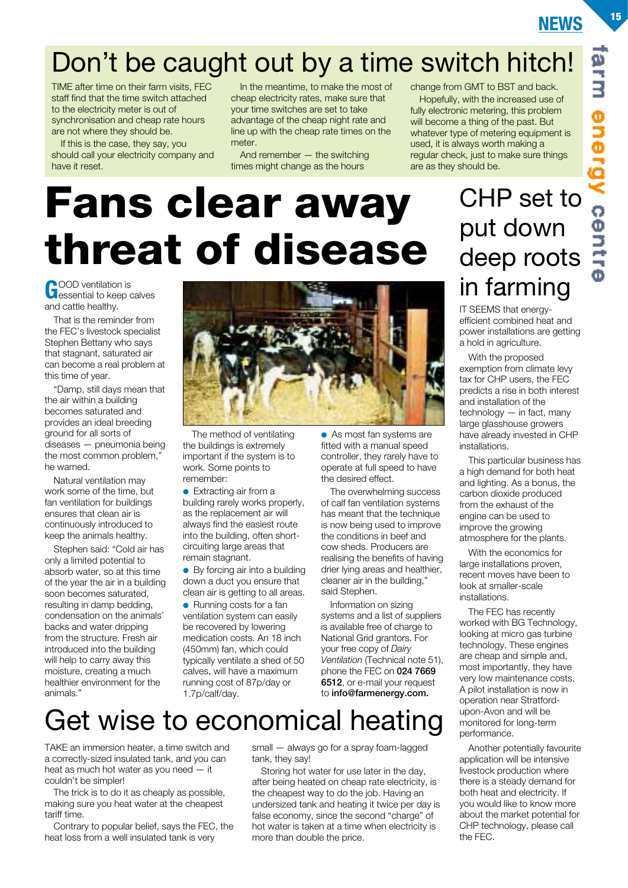# Don't be caught out by a time switch hitch!

TIME after time on their farm visits, FEC staff find that the time switch attached to the electricity meter is out of synchronisation and cheap rate hours are not where they should be.

If this is the case, they say, you should call your electricity company and have it reset.

In the meantime, to make the most of cheap electricity rates, make sure that your time switches are set to take advantage of the cheap night rate and line up with the cheap rate times on the meter.

And remember — the switching times might change as the hours change from GMT to BST and back.

Hopefully, with the increased use of fully electronic metering, this problem will become a thing of the past. But whatever type of metering equipment is used, it is always worth making a regular check, just to make sure things are as they should be.

# Fans clear away threat of disease

GOOD ventilation is essential to keep calves and cattle healthy.

That is the reminder from the FEC's livestock specialist Stephen Bettany who says that stagnant, saturated air can become a real problem at this time of year.

"Damp, still days mean that the air within a building becomes saturated and provides an ideal breeding ground for all sorts of diseases — pneumonia being the most common problem," he warned.

Natural ventilation may work some of the time, but fan ventilation for buildings ensures that clean air is continuously introduced to keep the animals healthy.

Stephen said: "Cold air has only a limited potential to absorb water, so at this time of the year the air in a building soon becomes saturated, resulting in damp bedding, condensation on the animals' backs and water dripping from the structure. Fresh air introduced into the building will help to carry away this moisture, creating a much healthier environment for the animals."

The method of ventilating the buildings is extremely important if the system is to work. Some points to remember:

- Extracting air from a building rarely works properly, as the replacement air will always find the easiest route into the building, often short-circuiting large areas that remain stagnant.
- By forcing air into a building down a duct you ensure that clean air is getting to all areas.
- Running costs for a fan ventilation system can easily be recovered by lowering medication costs. An 18 inch (450mm) fan, which could typically ventilate a shed of 50 calves, will have a maximum running cost of 87p/day or 1.7p/calf/day.
- As most fan systems are fitted with a manual speed controller, they rarely have to operate at full speed to have the desired effect.

The overwhelming success of calf fan ventilation systems has meant that the technique is now being used to improve the conditions in beef and cow sheds. Producers are realising the benefits of having drier lying areas and healthier, cleaner air in the building," said Stephen.

Information on sizing systems and a list of suppliers is available free of charge to National Grid grantors. For your free copy of *Dairy Ventilation* (Technical note 51), phone the FEC on **024 7669 6512**, or e-mail your request to **info@farmenergy.com.**

# CHP set to put down deep roots in farming

IT SEEMS that energy-efficient combined heat and power installations are getting a hold in agriculture.

With the proposed exemption from climate levy tax for CHP users, the FEC predicts a rise in both interest and installation of the technology — in fact, many large glasshouse growers have already invested in CHP installations.

This particular business has a high demand for both heat and lighting. As a bonus, the carbon dioxide produced from the exhaust of the engine can be used to improve the growing atmosphere for the plants.

With the economics for large installations proven, recent moves have been to look at smaller-scale installations.

The FEC has recently worked with BG Technology, looking at micro gas turbine technology. These engines are cheap and simple and, most importantly, they have very low maintenance costs. A pilot installation is now in operation near Stratford-upon-Avon and will be monitored for long-term performance.

Another potentially favourite application will be intensive livestock production where there is a steady demand for both heat and electricity. If you would like to know more about the market potential for CHP technology, please call the FEC.

# Get wise to economical heating

TAKE an immersion heater, a time switch and a correctly-sized insulated tank, and you can heat as much hot water as you need — it couldn't be simpler!

The trick is to do it as cheaply as possible, making sure you heat water at the cheapest tariff time.

Contrary to popular belief, says the FEC, the heat loss from a well insulated tank is very small — always go for a spray foam-lagged tank, they say!

Storing hot water for use later in the day, after being heated on cheap rate electricity, is the cheapest way to do the job. Having an undersized tank and heating it twice per day is false economy, since the second "charge" of hot water is taken at a time when electricity is more than double the price.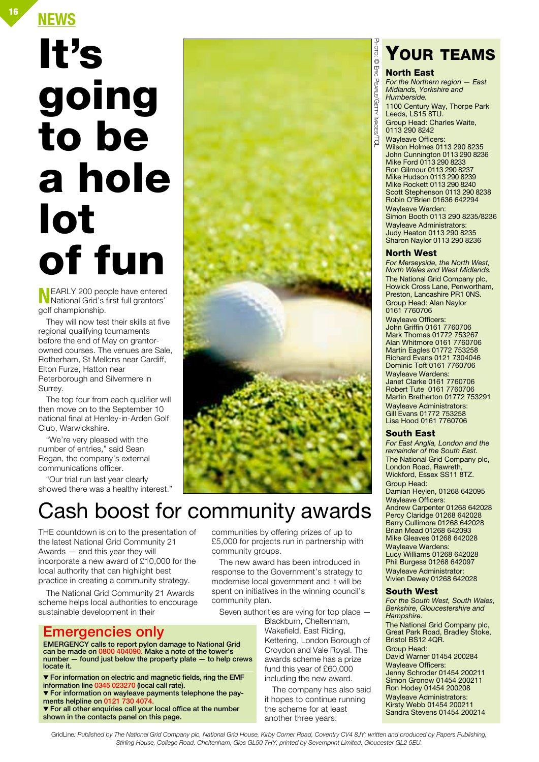NEWS

# It's going to be a hole lot of fun

NEARLY 200 people have entered National Grid's first full grantors' golf championship.

They will now test their skills at five regional qualifying tournaments before the end of May on grantor-owned courses. The venues are Sale, Rotherham, St Mellons near Cardiff, Elton Furze, Hatton near Peterborough and Silvermere in Surrey.

The top four from each qualifier will then move on to the September 10 national final at Henley-in-Arden Golf Club, Warwickshire.

"We're very pleased with the number of entries," said Sean Regan, the company's external communications officer.

"Our trial run last year clearly showed there was a healthy interest."

Photo: © Eric Pearle/Getty Images/TCL

# Cash boost for community awards

THE countdown is on to the presentation of the latest National Grid Community 21 Awards — and this year they will incorporate a new award of £10,000 for the local authority that can highlight best practice in creating a community strategy.

The National Grid Community 21 Awards scheme helps local authorities to encourage sustainable development in their communities by offering prizes of up to £5,000 for projects run in partnership with community groups.

The new award has been introduced in response to the Government's strategy to modernise local government and it will be spent on initiatives in the winning council's community plan.

Seven authorities are vying for top place — Blackburn, Cheltenham, Wakefield, East Riding, Kettering, London Borough of Croydon and Vale Royal. The awards scheme has a prize fund this year of £60,000 including the new award.

The company has also said it hopes to continue running the scheme for at least another three years.

## Emergencies only

**EMERGENCY calls to report pylon damage to National Grid can be made on 0800 404090. Make a note of the tower's number — found just below the property plate — to help crews locate it.**

**▼ For information on electric and magnetic fields, ring the EMF information line 0345 023270 (local call rate).**

**▼ For information on wayleave payments telephone the payments helpline on 0121 730 4074.**

**▼ For all other enquiries call your local office at the number shown in the contacts panel on this page.**

## Your teams

### North East

*For the Northern region — East Midlands, Yorkshire and Humberside.*

1100 Century Way, Thorpe Park Leeds, LS15 8TU.

Group Head: Charles Waite, 0113 290 8242

Wayleave Officers:
Wilson Holmes 0113 290 8235
John Cunnington 0113 290 8236
Mike Ford 0113 290 8233
Ron Gilmour 0113 290 8237
Mike Hudson 0113 290 8239
Mike Rockett 0113 290 8240
Scott Stephenson 0113 290 8238
Robin O'Brien 01636 642294

Wayleave Warden:
Simon Booth 0113 290 8235/8236

Wayleave Administrators:
Judy Heaton 0113 290 8235
Sharon Naylor 0113 290 8236

### North West

*For Merseyside, the North West, North Wales and West Midlands.*

The National Grid Company plc, Howick Cross Lane, Penwortham, Preston, Lancashire PR1 0NS.

Group Head: Alan Naylor 0161 7760706

Wayleave Officers:
John Griffin 0161 7760706
Mark Thomas 01772 753267
Alan Whitmore 0161 7760706
Martin Eagles 01772 753258
Richard Evans 0121 7304046
Dominic Toft 0161 7760706

Wayleave Wardens:
Janet Clarke 0161 7760706
Robert Tute 0161 7760706
Martin Bretherton 01772 753291

Wayleave Administrators:
Gill Evans 01772 753258
Lisa Hood 0161 7760706

### South East

*For East Anglia, London and the remainder of the South East.*

The National Grid Company plc, London Road, Rawreth, Wickford, Essex SS11 8TZ.

Group Head:
Damian Heylen, 01268 642095

Wayleave Officers:
Andrew Carpenter 01268 642028
Percy Claridge 01268 642028
Barry Cullimore 01268 642028
Brian Mead 01268 642093
Mike Gleaves 01268 642028

Wayleave Wardens:
Lucy Williams 01268 642028
Phil Burgess 01268 642097

Wayleave Administrator:
Vivien Dewey 01268 642028

### South West

*For the South West, South Wales, Berkshire, Gloucestershire and Hampshire.*

The National Grid Company plc, Great Park Road, Bradley Stoke, Bristol BS12 4QR.

Group Head:
David Warner 01454 200284

Wayleave Officers:
Jenny Schroder 01454 200211
Simon Gronow 01454 200211
Ron Hodey 01454 200208

Wayleave Administrators:
Kirsty Webb 01454 200211
Sandra Stevens 01454 200214

GridLine: *Published by The National Grid Company plc, National Grid House, Kirby Corner Road, Coventry CV4 8JY; written and produced by Papers Publishing, Stirling House, College Road, Cheltenham, Glos GL50 7HY; printed by Severnprint Limited, Gloucester GL2 5EU.*